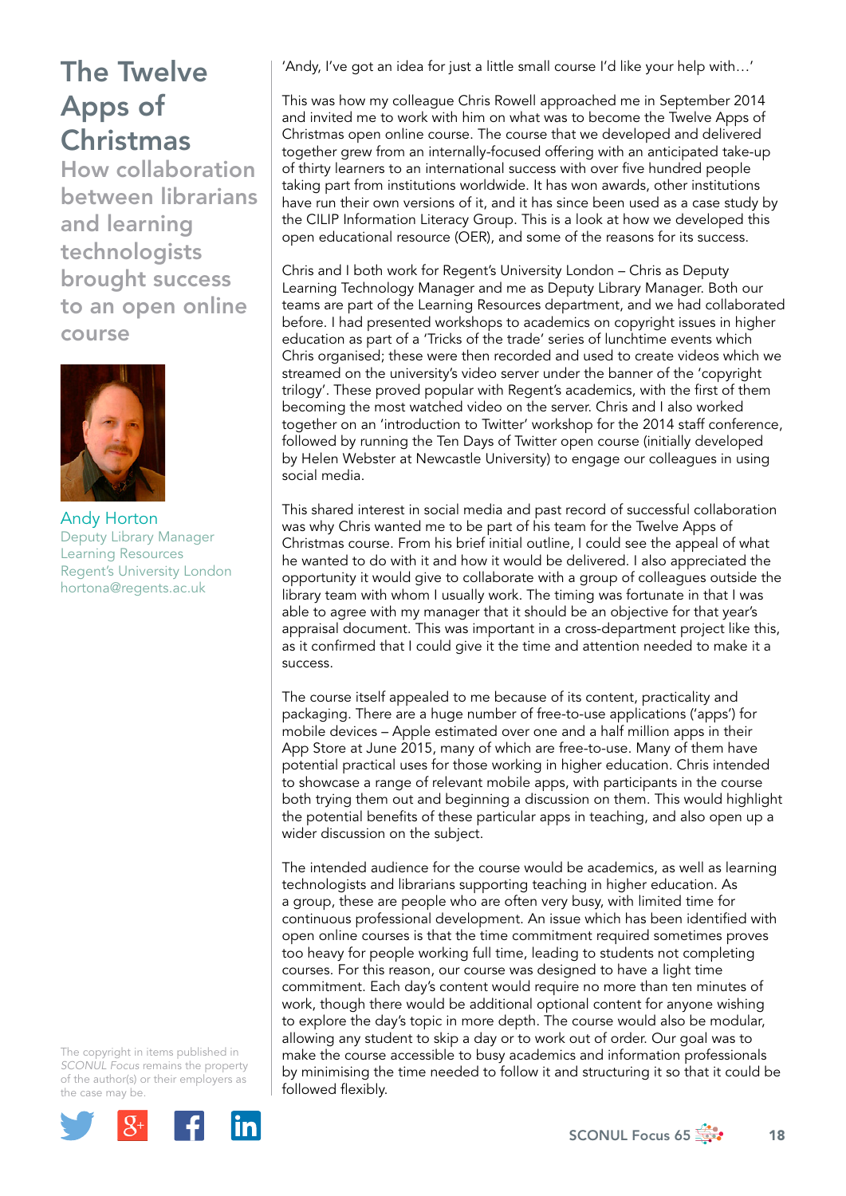# The Twelve Apps of Christmas

## How collaboration between librarians and learning technologists brought success to an open online course

Andy Horton
Deputy Library Manager
Learning Resources
Regent's University London
hortona@regents.ac.uk

The copyright in items published in *SCONUL Focus* remains the property of the author(s) or their employers as the case may be.

'Andy, I've got an idea for just a little small course I'd like your help with…'

This was how my colleague Chris Rowell approached me in September 2014 and invited me to work with him on what was to become the Twelve Apps of Christmas open online course. The course that we developed and delivered together grew from an internally-focused offering with an anticipated take-up of thirty learners to an international success with over five hundred people taking part from institutions worldwide. It has won awards, other institutions have run their own versions of it, and it has since been used as a case study by the CILIP Information Literacy Group. This is a look at how we developed this open educational resource (OER), and some of the reasons for its success.

Chris and I both work for Regent's University London – Chris as Deputy Learning Technology Manager and me as Deputy Library Manager. Both our teams are part of the Learning Resources department, and we had collaborated before. I had presented workshops to academics on copyright issues in higher education as part of a 'Tricks of the trade' series of lunchtime events which Chris organised; these were then recorded and used to create videos which we streamed on the university's video server under the banner of the 'copyright trilogy'. These proved popular with Regent's academics, with the first of them becoming the most watched video on the server. Chris and I also worked together on an 'introduction to Twitter' workshop for the 2014 staff conference, followed by running the Ten Days of Twitter open course (initially developed by Helen Webster at Newcastle University) to engage our colleagues in using social media.

This shared interest in social media and past record of successful collaboration was why Chris wanted me to be part of his team for the Twelve Apps of Christmas course. From his brief initial outline, I could see the appeal of what he wanted to do with it and how it would be delivered. I also appreciated the opportunity it would give to collaborate with a group of colleagues outside the library team with whom I usually work. The timing was fortunate in that I was able to agree with my manager that it should be an objective for that year's appraisal document. This was important in a cross-department project like this, as it confirmed that I could give it the time and attention needed to make it a success.

The course itself appealed to me because of its content, practicality and packaging. There are a huge number of free-to-use applications ('apps') for mobile devices – Apple estimated over one and a half million apps in their App Store at June 2015, many of which are free-to-use. Many of them have potential practical uses for those working in higher education. Chris intended to showcase a range of relevant mobile apps, with participants in the course both trying them out and beginning a discussion on them. This would highlight the potential benefits of these particular apps in teaching, and also open up a wider discussion on the subject.

The intended audience for the course would be academics, as well as learning technologists and librarians supporting teaching in higher education. As a group, these are people who are often very busy, with limited time for continuous professional development. An issue which has been identified with open online courses is that the time commitment required sometimes proves too heavy for people working full time, leading to students not completing courses. For this reason, our course was designed to have a light time commitment. Each day's content would require no more than ten minutes of work, though there would be additional optional content for anyone wishing to explore the day's topic in more depth. The course would also be modular, allowing any student to skip a day or to work out of order. Our goal was to make the course accessible to busy academics and information professionals by minimising the time needed to follow it and structuring it so that it could be followed flexibly.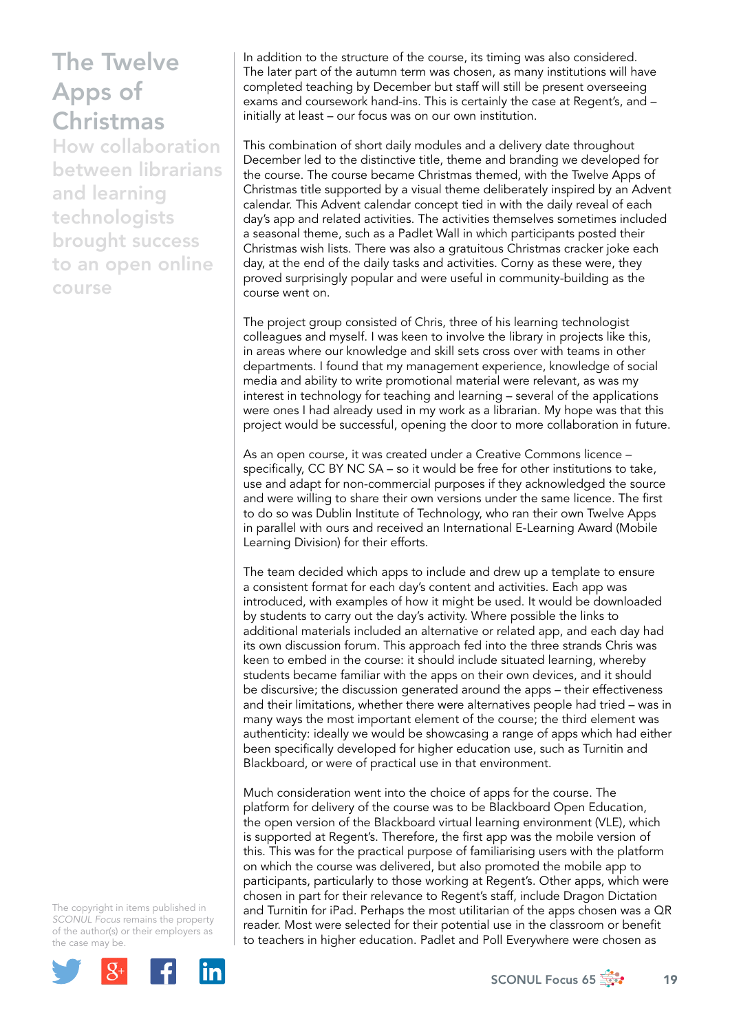# The Twelve Apps of Christmas

## How collaboration between librarians and learning technologists brought success to an open online course

In addition to the structure of the course, its timing was also considered. The later part of the autumn term was chosen, as many institutions will have completed teaching by December but staff will still be present overseeing exams and coursework hand-ins. This is certainly the case at Regent's, and – initially at least – our focus was on our own institution.

This combination of short daily modules and a delivery date throughout December led to the distinctive title, theme and branding we developed for the course. The course became Christmas themed, with the Twelve Apps of Christmas title supported by a visual theme deliberately inspired by an Advent calendar. This Advent calendar concept tied in with the daily reveal of each day's app and related activities. The activities themselves sometimes included a seasonal theme, such as a Padlet Wall in which participants posted their Christmas wish lists. There was also a gratuitous Christmas cracker joke each day, at the end of the daily tasks and activities. Corny as these were, they proved surprisingly popular and were useful in community-building as the course went on.

The project group consisted of Chris, three of his learning technologist colleagues and myself. I was keen to involve the library in projects like this, in areas where our knowledge and skill sets cross over with teams in other departments. I found that my management experience, knowledge of social media and ability to write promotional material were relevant, as was my interest in technology for teaching and learning – several of the applications were ones I had already used in my work as a librarian. My hope was that this project would be successful, opening the door to more collaboration in future.

As an open course, it was created under a Creative Commons licence – specifically, CC BY NC SA – so it would be free for other institutions to take, use and adapt for non-commercial purposes if they acknowledged the source and were willing to share their own versions under the same licence. The first to do so was Dublin Institute of Technology, who ran their own Twelve Apps in parallel with ours and received an International E-Learning Award (Mobile Learning Division) for their efforts.

The team decided which apps to include and drew up a template to ensure a consistent format for each day's content and activities. Each app was introduced, with examples of how it might be used. It would be downloaded by students to carry out the day's activity. Where possible the links to additional materials included an alternative or related app, and each day had its own discussion forum. This approach fed into the three strands Chris was keen to embed in the course: it should include situated learning, whereby students became familiar with the apps on their own devices, and it should be discursive; the discussion generated around the apps – their effectiveness and their limitations, whether there were alternatives people had tried – was in many ways the most important element of the course; the third element was authenticity: ideally we would be showcasing a range of apps which had either been specifically developed for higher education use, such as Turnitin and Blackboard, or were of practical use in that environment.

Much consideration went into the choice of apps for the course. The platform for delivery of the course was to be Blackboard Open Education, the open version of the Blackboard virtual learning environment (VLE), which is supported at Regent's. Therefore, the first app was the mobile version of this. This was for the practical purpose of familiarising users with the platform on which the course was delivered, but also promoted the mobile app to participants, particularly to those working at Regent's. Other apps, which were chosen in part for their relevance to Regent's staff, include Dragon Dictation and Turnitin for iPad. Perhaps the most utilitarian of the apps chosen was a QR reader. Most were selected for their potential use in the classroom or benefit to teachers in higher education. Padlet and Poll Everywhere were chosen as

The copyright in items published in *SCONUL Focus* remains the property of the author(s) or their employers as the case may be.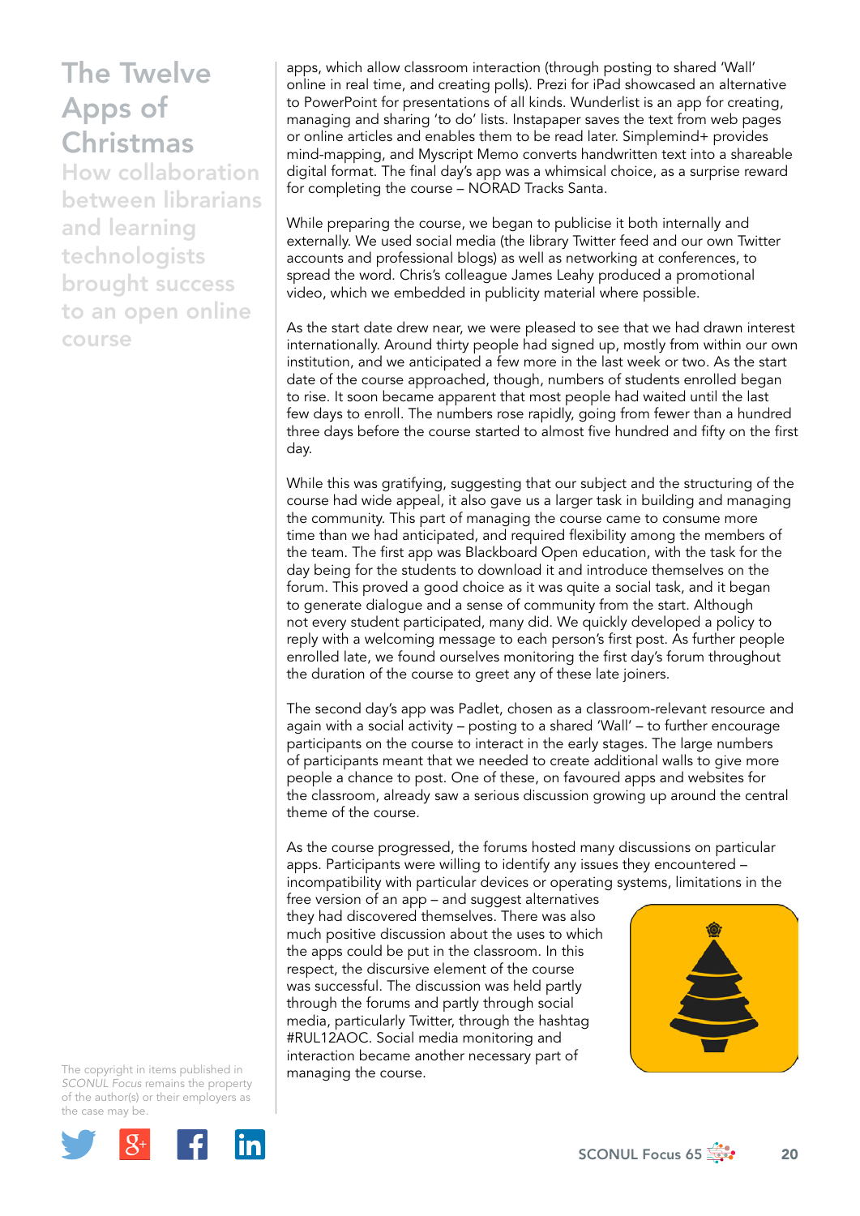apps, which allow classroom interaction (through posting to shared 'Wall' online in real time, and creating polls). Prezi for iPad showcased an alternative to PowerPoint for presentations of all kinds. Wunderlist is an app for creating, managing and sharing 'to do' lists. Instapaper saves the text from web pages or online articles and enables them to be read later. Simplemind+ provides mind-mapping, and Myscript Memo converts handwritten text into a shareable digital format. The final day's app was a whimsical choice, as a surprise reward for completing the course – NORAD Tracks Santa.

While preparing the course, we began to publicise it both internally and externally. We used social media (the library Twitter feed and our own Twitter accounts and professional blogs) as well as networking at conferences, to spread the word. Chris's colleague James Leahy produced a promotional video, which we embedded in publicity material where possible.

As the start date drew near, we were pleased to see that we had drawn interest internationally. Around thirty people had signed up, mostly from within our own institution, and we anticipated a few more in the last week or two. As the start date of the course approached, though, numbers of students enrolled began to rise. It soon became apparent that most people had waited until the last few days to enroll. The numbers rose rapidly, going from fewer than a hundred three days before the course started to almost five hundred and fifty on the first day.

While this was gratifying, suggesting that our subject and the structuring of the course had wide appeal, it also gave us a larger task in building and managing the community. This part of managing the course came to consume more time than we had anticipated, and required flexibility among the members of the team. The first app was Blackboard Open education, with the task for the day being for the students to download it and introduce themselves on the forum. This proved a good choice as it was quite a social task, and it began to generate dialogue and a sense of community from the start. Although not every student participated, many did. We quickly developed a policy to reply with a welcoming message to each person's first post. As further people enrolled late, we found ourselves monitoring the first day's forum throughout the duration of the course to greet any of these late joiners.

The second day's app was Padlet, chosen as a classroom-relevant resource and again with a social activity – posting to a shared 'Wall' – to further encourage participants on the course to interact in the early stages. The large numbers of participants meant that we needed to create additional walls to give more people a chance to post. One of these, on favoured apps and websites for the classroom, already saw a serious discussion growing up around the central theme of the course.

As the course progressed, the forums hosted many discussions on particular apps. Participants were willing to identify any issues they encountered – incompatibility with particular devices or operating systems, limitations in the free version of an app – and suggest alternatives they had discovered themselves. There was also much positive discussion about the uses to which the apps could be put in the classroom. In this respect, the discursive element of the course was successful. The discussion was held partly through the forums and partly through social media, particularly Twitter, through the hashtag #RUL12AOC. Social media monitoring and interaction became another necessary part of managing the course.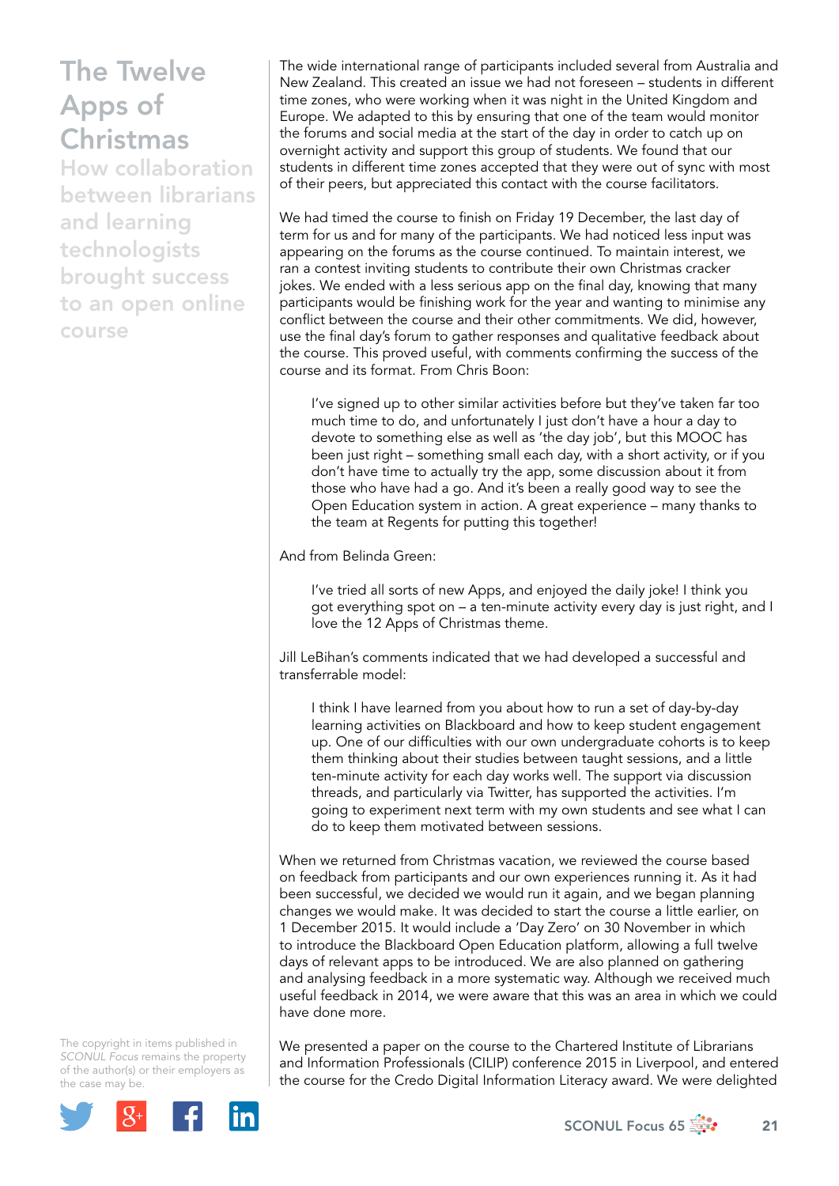The wide international range of participants included several from Australia and New Zealand. This created an issue we had not foreseen – students in different time zones, who were working when it was night in the United Kingdom and Europe. We adapted to this by ensuring that one of the team would monitor the forums and social media at the start of the day in order to catch up on overnight activity and support this group of students. We found that our students in different time zones accepted that they were out of sync with most of their peers, but appreciated this contact with the course facilitators.

We had timed the course to finish on Friday 19 December, the last day of term for us and for many of the participants. We had noticed less input was appearing on the forums as the course continued. To maintain interest, we ran a contest inviting students to contribute their own Christmas cracker jokes. We ended with a less serious app on the final day, knowing that many participants would be finishing work for the year and wanting to minimise any conflict between the course and their other commitments. We did, however, use the final day's forum to gather responses and qualitative feedback about the course. This proved useful, with comments confirming the success of the course and its format. From Chris Boon:

> I've signed up to other similar activities before but they've taken far too much time to do, and unfortunately I just don't have a hour a day to devote to something else as well as 'the day job', but this MOOC has been just right – something small each day, with a short activity, or if you don't have time to actually try the app, some discussion about it from those who have had a go. And it's been a really good way to see the Open Education system in action. A great experience – many thanks to the team at Regents for putting this together!

And from Belinda Green:

> I've tried all sorts of new Apps, and enjoyed the daily joke! I think you got everything spot on – a ten-minute activity every day is just right, and I love the 12 Apps of Christmas theme.

Jill LeBihan's comments indicated that we had developed a successful and transferrable model:

> I think I have learned from you about how to run a set of day-by-day learning activities on Blackboard and how to keep student engagement up. One of our difficulties with our own undergraduate cohorts is to keep them thinking about their studies between taught sessions, and a little ten-minute activity for each day works well. The support via discussion threads, and particularly via Twitter, has supported the activities. I'm going to experiment next term with my own students and see what I can do to keep them motivated between sessions.

When we returned from Christmas vacation, we reviewed the course based on feedback from participants and our own experiences running it. As it had been successful, we decided we would run it again, and we began planning changes we would make. It was decided to start the course a little earlier, on 1 December 2015. It would include a 'Day Zero' on 30 November in which to introduce the Blackboard Open Education platform, allowing a full twelve days of relevant apps to be introduced. We are also planned on gathering and analysing feedback in a more systematic way. Although we received much useful feedback in 2014, we were aware that this was an area in which we could have done more.

We presented a paper on the course to the Chartered Institute of Librarians and Information Professionals (CILIP) conference 2015 in Liverpool, and entered the course for the Credo Digital Information Literacy award. We were delighted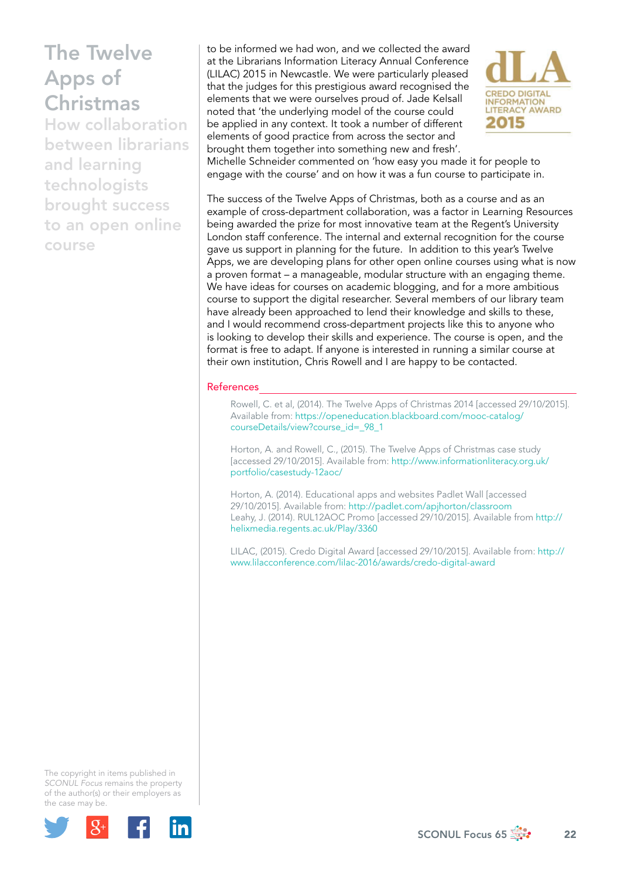# The Twelve Apps of Christmas

## How collaboration between librarians and learning technologists brought success to an open online course

to be informed we had won, and we collected the award at the Librarians Information Literacy Annual Conference (LILAC) 2015 in Newcastle. We were particularly pleased that the judges for this prestigious award recognised the elements that we were ourselves proud of. Jade Kelsall noted that 'the underlying model of the course could be applied in any context. It took a number of different elements of good practice from across the sector and brought them together into something new and fresh'. Michelle Schneider commented on 'how easy you made it for people to engage with the course' and on how it was a fun course to participate in.

dLA
CREDO DIGITAL INFORMATION LITERACY AWARD
2015

The success of the Twelve Apps of Christmas, both as a course and as an example of cross-department collaboration, was a factor in Learning Resources being awarded the prize for most innovative team at the Regent's University London staff conference. The internal and external recognition for the course gave us support in planning for the future. In addition to this year's Twelve Apps, we are developing plans for other open online courses using what is now a proven format – a manageable, modular structure with an engaging theme. We have ideas for courses on academic blogging, and for a more ambitious course to support the digital researcher. Several members of our library team have already been approached to lend their knowledge and skills to these, and I would recommend cross-department projects like this to anyone who is looking to develop their skills and experience. The course is open, and the format is free to adapt. If anyone is interested in running a similar course at their own institution, Chris Rowell and I are happy to be contacted.

### References

Rowell, C. et al, (2014). The Twelve Apps of Christmas 2014 [accessed 29/10/2015]. Available from: https://openeducation.blackboard.com/mooc-catalog/courseDetails/view?course_id=_98_1

Horton, A. and Rowell, C., (2015). The Twelve Apps of Christmas case study [accessed 29/10/2015]. Available from: http://www.informationliteracy.org.uk/portfolio/casestudy-12aoc/

Horton, A. (2014). Educational apps and websites Padlet Wall [accessed 29/10/2015]. Available from: http://padlet.com/apjhorton/classroom

Leahy, J. (2014). RUL12AOC Promo [accessed 29/10/2015]. Available from http://helixmedia.regents.ac.uk/Play/3360

LILAC, (2015). Credo Digital Award [accessed 29/10/2015]. Available from: http://www.lilacconference.com/lilac-2016/awards/credo-digital-award

The copyright in items published in *SCONUL Focus* remains the property of the author(s) or their employers as the case may be.